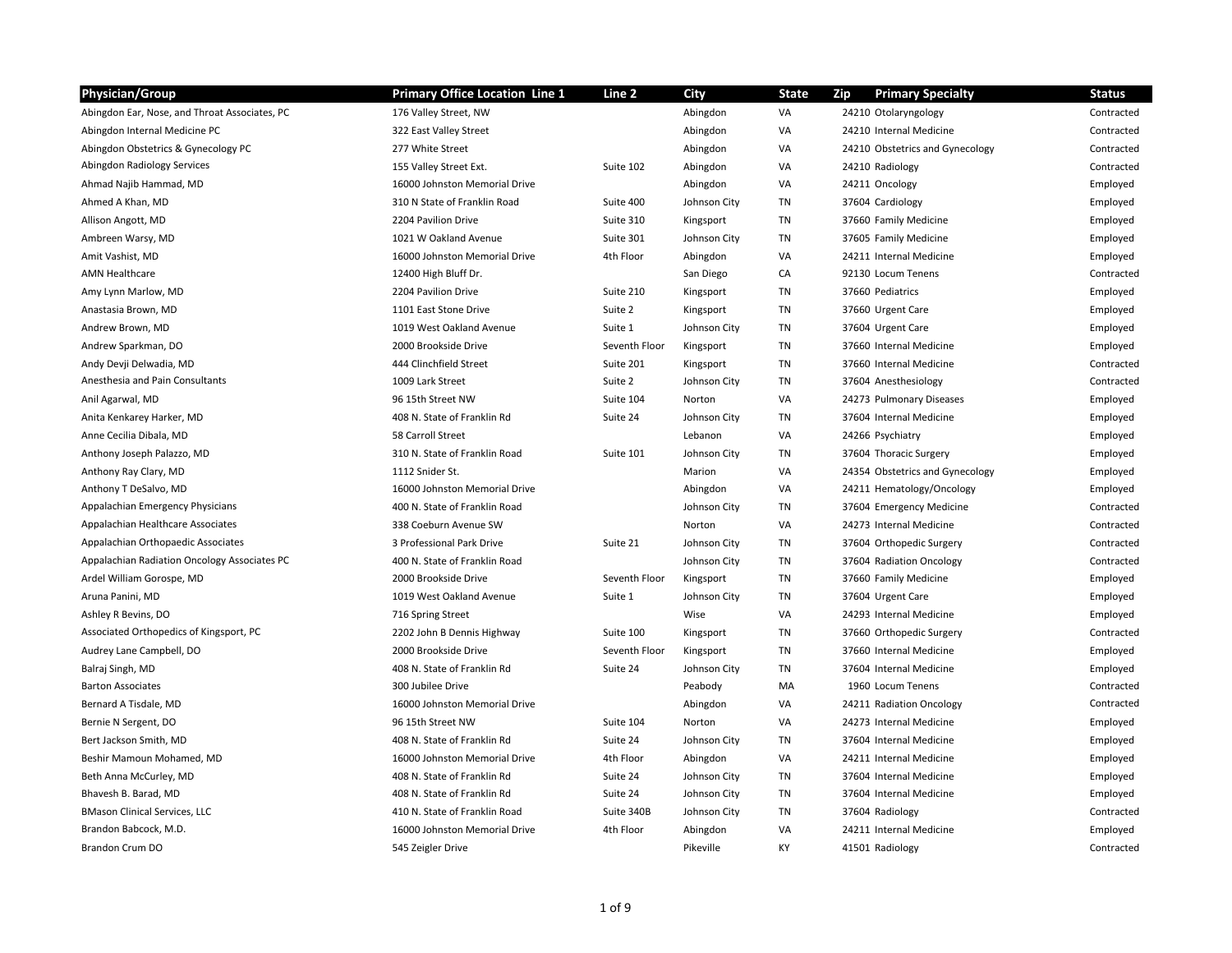| Physician/Group | Primary Office Location Line 1 | Line 2 | City | State | Zip | Primary Specialty | Status |
|---|---|---|---|---|---|---|---|
| Abingdon Ear, Nose, and Throat Associates, PC | 176 Valley Street, NW | | Abingdon | VA | 24210 | Otolaryngology | Contracted |
| Abingdon Internal Medicine PC | 322 East Valley Street | | Abingdon | VA | 24210 | Internal Medicine | Contracted |
| Abingdon Obstetrics & Gynecology PC | 277 White Street | | Abingdon | VA | 24210 | Obstetrics and Gynecology | Contracted |
| Abingdon Radiology Services | 155 Valley Street Ext. | Suite 102 | Abingdon | VA | 24210 | Radiology | Contracted |
| Ahmad Najib Hammad, MD | 16000 Johnston Memorial Drive | | Abingdon | VA | 24211 | Oncology | Employed |
| Ahmed A Khan, MD | 310 N State of Franklin Road | Suite 400 | Johnson City | TN | 37604 | Cardiology | Employed |
| Allison Angott, MD | 2204 Pavilion Drive | Suite 310 | Kingsport | TN | 37660 | Family Medicine | Employed |
| Ambreen Warsy, MD | 1021 W Oakland Avenue | Suite 301 | Johnson City | TN | 37605 | Family Medicine | Employed |
| Amit Vashist, MD | 16000 Johnston Memorial Drive | 4th Floor | Abingdon | VA | 24211 | Internal Medicine | Employed |
| AMN Healthcare | 12400 High Bluff Dr. | | San Diego | CA | 92130 | Locum Tenens | Contracted |
| Amy Lynn Marlow, MD | 2204 Pavilion Drive | Suite 210 | Kingsport | TN | 37660 | Pediatrics | Employed |
| Anastasia Brown, MD | 1101 East Stone Drive | Suite 2 | Kingsport | TN | 37660 | Urgent Care | Employed |
| Andrew Brown, MD | 1019 West Oakland Avenue | Suite 1 | Johnson City | TN | 37604 | Urgent Care | Employed |
| Andrew Sparkman, DO | 2000 Brookside Drive | Seventh Floor | Kingsport | TN | 37660 | Internal Medicine | Employed |
| Andy Devji Delwadia, MD | 444 Clinchfield Street | Suite 201 | Kingsport | TN | 37660 | Internal Medicine | Contracted |
| Anesthesia and Pain Consultants | 1009 Lark Street | Suite 2 | Johnson City | TN | 37604 | Anesthesiology | Contracted |
| Anil Agarwal, MD | 96 15th Street NW | Suite 104 | Norton | VA | 24273 | Pulmonary Diseases | Employed |
| Anita Kenkarey Harker, MD | 408 N. State of Franklin Rd | Suite 24 | Johnson City | TN | 37604 | Internal Medicine | Employed |
| Anne Cecilia Dibala, MD | 58 Carroll Street | | Lebanon | VA | 24266 | Psychiatry | Employed |
| Anthony Joseph Palazzo, MD | 310 N. State of Franklin Road | Suite 101 | Johnson City | TN | 37604 | Thoracic Surgery | Employed |
| Anthony Ray Clary, MD | 1112 Snider St. | | Marion | VA | 24354 | Obstetrics and Gynecology | Employed |
| Anthony T DeSalvo, MD | 16000 Johnston Memorial Drive | | Abingdon | VA | 24211 | Hematology/Oncology | Employed |
| Appalachian Emergency Physicians | 400 N. State of Franklin Road | | Johnson City | TN | 37604 | Emergency Medicine | Contracted |
| Appalachian Healthcare Associates | 338 Coeburn Avenue SW | | Norton | VA | 24273 | Internal Medicine | Contracted |
| Appalachian Orthopaedic Associates | 3 Professional Park Drive | Suite 21 | Johnson City | TN | 37604 | Orthopedic Surgery | Contracted |
| Appalachian Radiation Oncology Associates PC | 400 N. State of Franklin Road | | Johnson City | TN | 37604 | Radiation Oncology | Contracted |
| Ardel William Gorospe, MD | 2000 Brookside Drive | Seventh Floor | Kingsport | TN | 37660 | Family Medicine | Employed |
| Aruna Panini, MD | 1019 West Oakland Avenue | Suite 1 | Johnson City | TN | 37604 | Urgent Care | Employed |
| Ashley R Bevins, DO | 716 Spring Street | | Wise | VA | 24293 | Internal Medicine | Employed |
| Associated Orthopedics of Kingsport, PC | 2202 John B Dennis Highway | Suite 100 | Kingsport | TN | 37660 | Orthopedic Surgery | Contracted |
| Audrey Lane Campbell, DO | 2000 Brookside Drive | Seventh Floor | Kingsport | TN | 37660 | Internal Medicine | Employed |
| Balraj Singh, MD | 408 N. State of Franklin Rd | Suite 24 | Johnson City | TN | 37604 | Internal Medicine | Employed |
| Barton Associates | 300 Jubilee Drive | | Peabody | MA | 1960 | Locum Tenens | Contracted |
| Bernard A Tisdale, MD | 16000 Johnston Memorial Drive | | Abingdon | VA | 24211 | Radiation Oncology | Contracted |
| Bernie N Sergent, DO | 96 15th Street NW | Suite 104 | Norton | VA | 24273 | Internal Medicine | Employed |
| Bert Jackson Smith, MD | 408 N. State of Franklin Rd | Suite 24 | Johnson City | TN | 37604 | Internal Medicine | Employed |
| Beshir Mamoun Mohamed, MD | 16000 Johnston Memorial Drive | 4th Floor | Abingdon | VA | 24211 | Internal Medicine | Employed |
| Beth Anna McCurley, MD | 408 N. State of Franklin Rd | Suite 24 | Johnson City | TN | 37604 | Internal Medicine | Employed |
| Bhavesh B. Barad, MD | 408 N. State of Franklin Rd | Suite 24 | Johnson City | TN | 37604 | Internal Medicine | Employed |
| BMason Clinical Services, LLC | 410 N. State of Franklin Road | Suite 340B | Johnson City | TN | 37604 | Radiology | Contracted |
| Brandon Babcock, M.D. | 16000 Johnston Memorial Drive | 4th Floor | Abingdon | VA | 24211 | Internal Medicine | Employed |
| Brandon Crum DO | 545 Zeigler Drive | | Pikeville | KY | 41501 | Radiology | Contracted |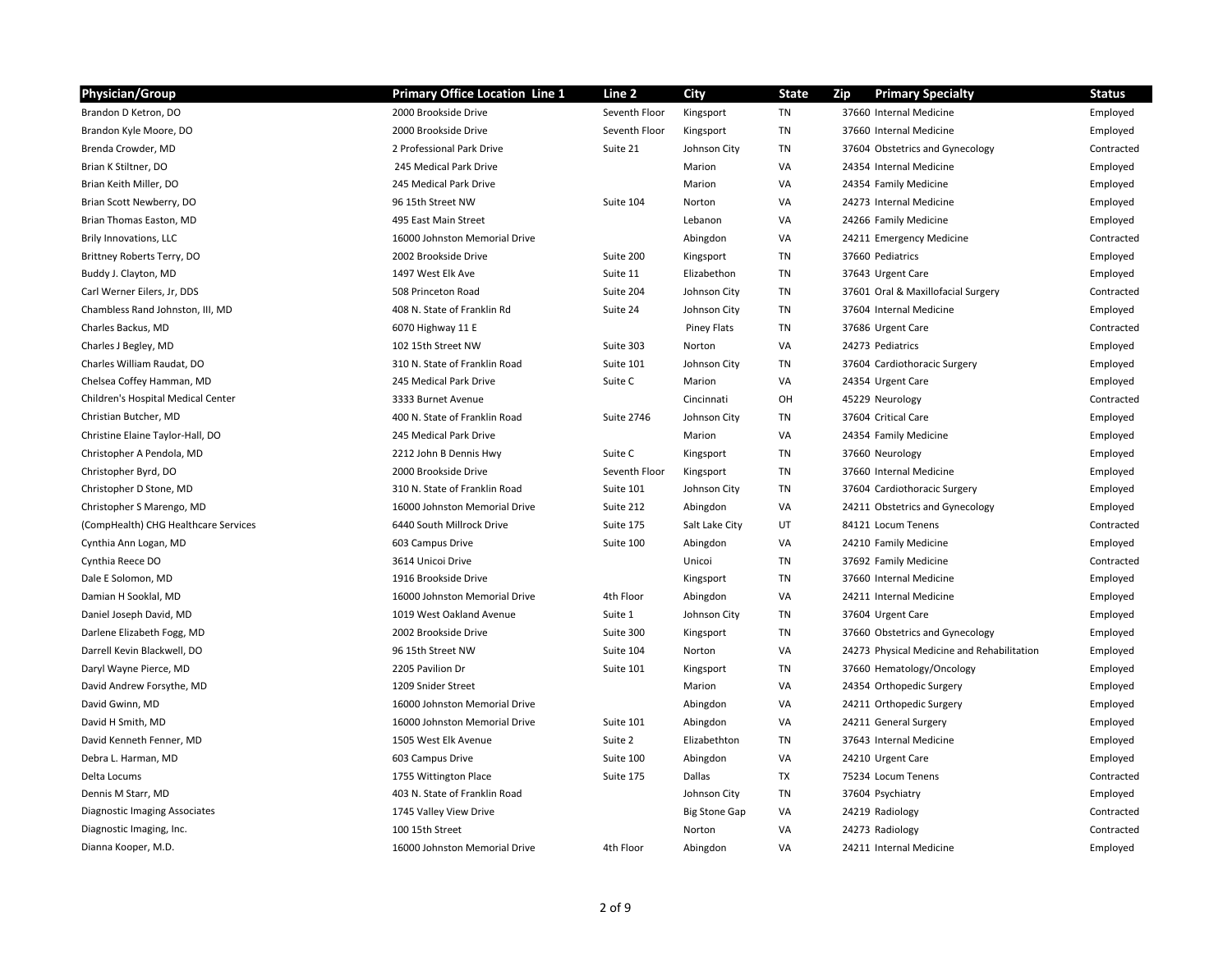| Physician/Group | Primary Office Location Line 1 | Line 2 | City | State | Zip | Primary Specialty | Status |
|---|---|---|---|---|---|---|---|
| Brandon D Ketron, DO | 2000 Brookside Drive | Seventh Floor | Kingsport | TN | 37660 | Internal Medicine | Employed |
| Brandon Kyle Moore, DO | 2000 Brookside Drive | Seventh Floor | Kingsport | TN | 37660 | Internal Medicine | Employed |
| Brenda Crowder, MD | 2 Professional Park Drive | Suite 21 | Johnson City | TN | 37604 | Obstetrics and Gynecology | Contracted |
| Brian K Stiltner, DO | 245 Medical Park Drive | | Marion | VA | 24354 | Internal Medicine | Employed |
| Brian Keith Miller, DO | 245 Medical Park Drive | | Marion | VA | 24354 | Family Medicine | Employed |
| Brian Scott Newberry, DO | 96 15th Street NW | Suite 104 | Norton | VA | 24273 | Internal Medicine | Employed |
| Brian Thomas Easton, MD | 495 East Main Street | | Lebanon | VA | 24266 | Family Medicine | Employed |
| Brily Innovations, LLC | 16000 Johnston Memorial Drive | | Abingdon | VA | 24211 | Emergency Medicine | Contracted |
| Brittney Roberts Terry, DO | 2002 Brookside Drive | Suite 200 | Kingsport | TN | 37660 | Pediatrics | Employed |
| Buddy J. Clayton, MD | 1497 West Elk Ave | Suite 11 | Elizabethon | TN | 37643 | Urgent Care | Employed |
| Carl Werner Eilers, Jr, DDS | 508 Princeton Road | Suite 204 | Johnson City | TN | 37601 | Oral & Maxillofacial Surgery | Contracted |
| Chambless Rand Johnston, III, MD | 408 N. State of Franklin Rd | Suite 24 | Johnson City | TN | 37604 | Internal Medicine | Employed |
| Charles Backus, MD | 6070 Highway 11 E | | Piney Flats | TN | 37686 | Urgent Care | Contracted |
| Charles J Begley, MD | 102 15th Street NW | Suite 303 | Norton | VA | 24273 | Pediatrics | Employed |
| Charles William Raudat, DO | 310 N. State of Franklin Road | Suite 101 | Johnson City | TN | 37604 | Cardiothoracic Surgery | Employed |
| Chelsea Coffey Hamman, MD | 245 Medical Park Drive | Suite C | Marion | VA | 24354 | Urgent Care | Employed |
| Children's Hospital Medical Center | 3333 Burnet Avenue | | Cincinnati | OH | 45229 | Neurology | Contracted |
| Christian Butcher, MD | 400 N. State of Franklin Road | Suite 2746 | Johnson City | TN | 37604 | Critical Care | Employed |
| Christine Elaine Taylor-Hall, DO | 245 Medical Park Drive | | Marion | VA | 24354 | Family Medicine | Employed |
| Christopher A Pendola, MD | 2212 John B Dennis Hwy | Suite C | Kingsport | TN | 37660 | Neurology | Employed |
| Christopher Byrd, DO | 2000 Brookside Drive | Seventh Floor | Kingsport | TN | 37660 | Internal Medicine | Employed |
| Christopher D Stone, MD | 310 N. State of Franklin Road | Suite 101 | Johnson City | TN | 37604 | Cardiothoracic Surgery | Employed |
| Christopher S Marengo, MD | 16000 Johnston Memorial Drive | Suite 212 | Abingdon | VA | 24211 | Obstetrics and Gynecology | Employed |
| (CompHealth) CHG Healthcare Services | 6440 South Millrock Drive | Suite 175 | Salt Lake City | UT | 84121 | Locum Tenens | Contracted |
| Cynthia Ann Logan, MD | 603 Campus Drive | Suite 100 | Abingdon | VA | 24210 | Family Medicine | Employed |
| Cynthia Reece DO | 3614 Unicoi Drive | | Unicoi | TN | 37692 | Family Medicine | Contracted |
| Dale E Solomon, MD | 1916 Brookside Drive | | Kingsport | TN | 37660 | Internal Medicine | Employed |
| Damian H Sooklal, MD | 16000 Johnston Memorial Drive | 4th Floor | Abingdon | VA | 24211 | Internal Medicine | Employed |
| Daniel Joseph David, MD | 1019 West Oakland Avenue | Suite 1 | Johnson City | TN | 37604 | Urgent Care | Employed |
| Darlene Elizabeth Fogg, MD | 2002 Brookside Drive | Suite 300 | Kingsport | TN | 37660 | Obstetrics and Gynecology | Employed |
| Darrell Kevin Blackwell, DO | 96 15th Street NW | Suite 104 | Norton | VA | 24273 | Physical Medicine and Rehabilitation | Employed |
| Daryl Wayne Pierce, MD | 2205 Pavilion Dr | Suite 101 | Kingsport | TN | 37660 | Hematology/Oncology | Employed |
| David Andrew Forsythe, MD | 1209 Snider Street | | Marion | VA | 24354 | Orthopedic Surgery | Employed |
| David Gwinn, MD | 16000 Johnston Memorial Drive | | Abingdon | VA | 24211 | Orthopedic Surgery | Employed |
| David H Smith, MD | 16000 Johnston Memorial Drive | Suite 101 | Abingdon | VA | 24211 | General Surgery | Employed |
| David Kenneth Fenner, MD | 1505 West Elk Avenue | Suite 2 | Elizabethton | TN | 37643 | Internal Medicine | Employed |
| Debra L. Harman, MD | 603 Campus Drive | Suite 100 | Abingdon | VA | 24210 | Urgent Care | Employed |
| Delta Locums | 1755 Wittington Place | Suite 175 | Dallas | TX | 75234 | Locum Tenens | Contracted |
| Dennis M Starr, MD | 403 N. State of Franklin Road | | Johnson City | TN | 37604 | Psychiatry | Employed |
| Diagnostic Imaging Associates | 1745 Valley View Drive | | Big Stone Gap | VA | 24219 | Radiology | Contracted |
| Diagnostic Imaging, Inc. | 100 15th Street | | Norton | VA | 24273 | Radiology | Contracted |
| Dianna Kooper, M.D. | 16000 Johnston Memorial Drive | 4th Floor | Abingdon | VA | 24211 | Internal Medicine | Employed |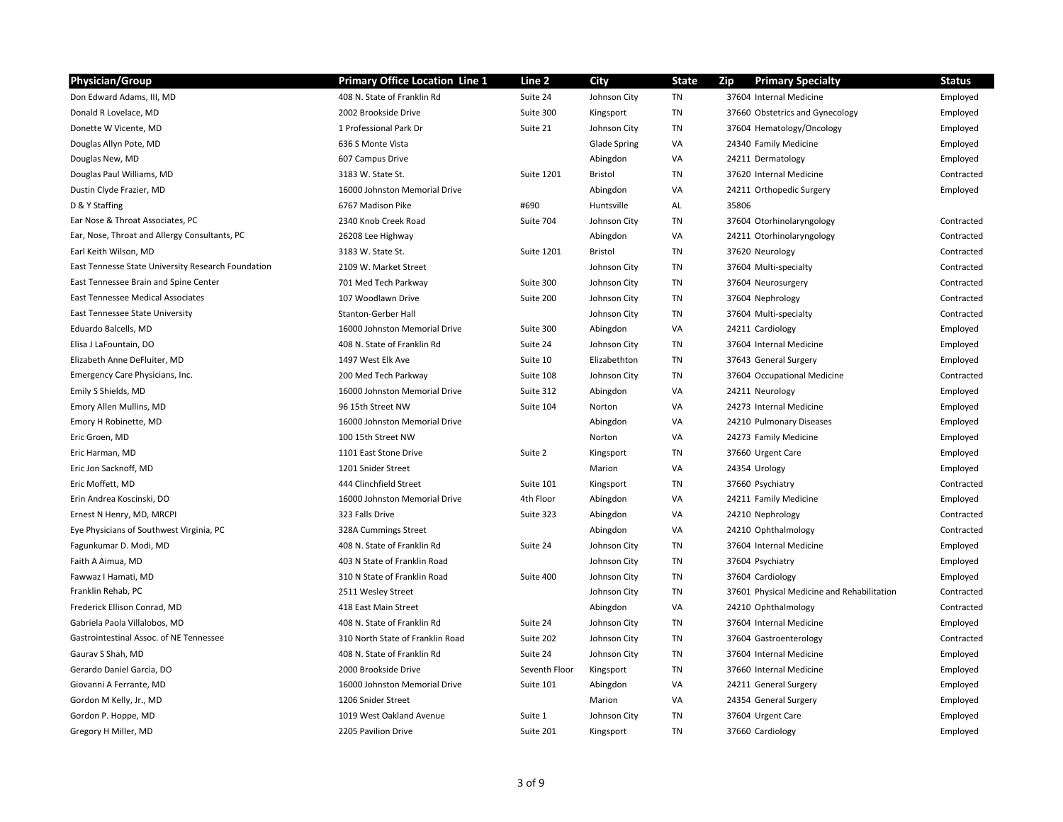| Physician/Group | Primary Office Location Line 1 | Line 2 | City | State | Zip | Primary Specialty | Status |
|---|---|---|---|---|---|---|---|
| Don Edward Adams, III, MD | 408 N. State of Franklin Rd | Suite 24 | Johnson City | TN | 37604 | Internal Medicine | Employed |
| Donald R Lovelace, MD | 2002 Brookside Drive | Suite 300 | Kingsport | TN | 37660 | Obstetrics and Gynecology | Employed |
| Donette W Vicente, MD | 1 Professional Park Dr | Suite 21 | Johnson City | TN | 37604 | Hematology/Oncology | Employed |
| Douglas Allyn Pote, MD | 636 S Monte Vista | | Glade Spring | VA | 24340 | Family Medicine | Employed |
| Douglas New, MD | 607 Campus Drive | | Abingdon | VA | 24211 | Dermatology | Employed |
| Douglas Paul Williams, MD | 3183 W. State St. | Suite 1201 | Bristol | TN | 37620 | Internal Medicine | Contracted |
| Dustin Clyde Frazier, MD | 16000 Johnston Memorial Drive | | Abingdon | VA | 24211 | Orthopedic Surgery | Employed |
| D & Y Staffing | 6767 Madison Pike | #690 | Huntsville | AL | 35806 | | |
| Ear Nose & Throat Associates, PC | 2340 Knob Creek Road | Suite 704 | Johnson City | TN | 37604 | Otorhinolaryngology | Contracted |
| Ear, Nose, Throat and Allergy Consultants, PC | 26208 Lee Highway | | Abingdon | VA | 24211 | Otorhinolaryngology | Contracted |
| Earl Keith Wilson, MD | 3183 W. State St. | Suite 1201 | Bristol | TN | 37620 | Neurology | Contracted |
| East Tennesse State University Research Foundation | 2109 W. Market Street | | Johnson City | TN | 37604 | Multi-specialty | Contracted |
| East Tennessee Brain and Spine Center | 701 Med Tech Parkway | Suite 300 | Johnson City | TN | 37604 | Neurosurgery | Contracted |
| East Tennessee Medical Associates | 107 Woodlawn Drive | Suite 200 | Johnson City | TN | 37604 | Nephrology | Contracted |
| East Tennessee State University | Stanton-Gerber Hall | | Johnson City | TN | 37604 | Multi-specialty | Contracted |
| Eduardo Balcells, MD | 16000 Johnston Memorial Drive | Suite 300 | Abingdon | VA | 24211 | Cardiology | Employed |
| Elisa J LaFountain, DO | 408 N. State of Franklin Rd | Suite 24 | Johnson City | TN | 37604 | Internal Medicine | Employed |
| Elizabeth Anne DeFluiter, MD | 1497 West Elk Ave | Suite 10 | Elizabethton | TN | 37643 | General Surgery | Employed |
| Emergency Care Physicians, Inc. | 200 Med Tech Parkway | Suite 108 | Johnson City | TN | 37604 | Occupational Medicine | Contracted |
| Emily S Shields, MD | 16000 Johnston Memorial Drive | Suite 312 | Abingdon | VA | 24211 | Neurology | Employed |
| Emory Allen Mullins, MD | 96 15th Street NW | Suite 104 | Norton | VA | 24273 | Internal Medicine | Employed |
| Emory H Robinette, MD | 16000 Johnston Memorial Drive | | Abingdon | VA | 24210 | Pulmonary Diseases | Employed |
| Eric Groen, MD | 100 15th Street NW | | Norton | VA | 24273 | Family Medicine | Employed |
| Eric Harman, MD | 1101 East Stone Drive | Suite 2 | Kingsport | TN | 37660 | Urgent Care | Employed |
| Eric Jon Sacknoff, MD | 1201 Snider Street | | Marion | VA | 24354 | Urology | Employed |
| Eric Moffett, MD | 444 Clinchfield Street | Suite 101 | Kingsport | TN | 37660 | Psychiatry | Contracted |
| Erin Andrea Koscinski, DO | 16000 Johnston Memorial Drive | 4th Floor | Abingdon | VA | 24211 | Family Medicine | Employed |
| Ernest N Henry, MD, MRCPI | 323 Falls Drive | Suite 323 | Abingdon | VA | 24210 | Nephrology | Contracted |
| Eye Physicians of Southwest Virginia, PC | 328A Cummings Street | | Abingdon | VA | 24210 | Ophthalmology | Contracted |
| Fagunkumar D. Modi, MD | 408 N. State of Franklin Rd | Suite 24 | Johnson City | TN | 37604 | Internal Medicine | Employed |
| Faith A Aimua, MD | 403 N State of Franklin Road | | Johnson City | TN | 37604 | Psychiatry | Employed |
| Fawwaz I Hamati, MD | 310 N State of Franklin Road | Suite 400 | Johnson City | TN | 37604 | Cardiology | Employed |
| Franklin Rehab, PC | 2511 Wesley Street | | Johnson City | TN | 37601 | Physical Medicine and Rehabilitation | Contracted |
| Frederick Ellison Conrad, MD | 418 East Main Street | | Abingdon | VA | 24210 | Ophthalmology | Contracted |
| Gabriela Paola Villalobos, MD | 408 N. State of Franklin Rd | Suite 24 | Johnson City | TN | 37604 | Internal Medicine | Employed |
| Gastrointestinal Assoc. of NE Tennessee | 310 North State of Franklin Road | Suite 202 | Johnson City | TN | 37604 | Gastroenterology | Contracted |
| Gaurav S Shah, MD | 408 N. State of Franklin Rd | Suite 24 | Johnson City | TN | 37604 | Internal Medicine | Employed |
| Gerardo Daniel Garcia, DO | 2000 Brookside Drive | Seventh Floor | Kingsport | TN | 37660 | Internal Medicine | Employed |
| Giovanni A Ferrante, MD | 16000 Johnston Memorial Drive | Suite 101 | Abingdon | VA | 24211 | General Surgery | Employed |
| Gordon M Kelly, Jr., MD | 1206 Snider Street | | Marion | VA | 24354 | General Surgery | Employed |
| Gordon P. Hoppe, MD | 1019 West Oakland Avenue | Suite 1 | Johnson City | TN | 37604 | Urgent Care | Employed |
| Gregory H Miller, MD | 2205 Pavilion Drive | Suite 201 | Kingsport | TN | 37660 | Cardiology | Employed |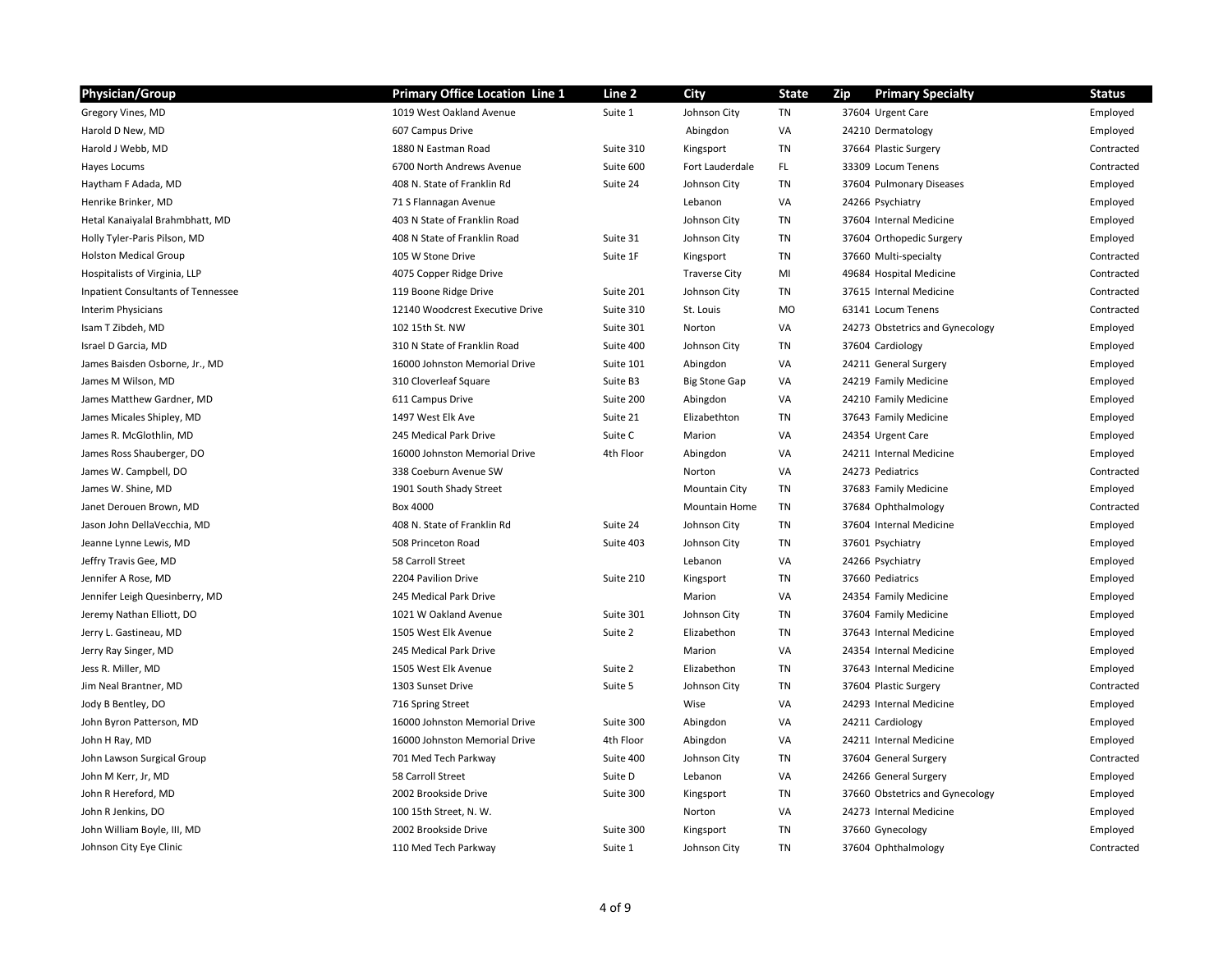| Physician/Group | Primary Office Location Line 1 | Line 2 | City | State | Zip | Primary Specialty | Status |
|---|---|---|---|---|---|---|---|
| Gregory Vines, MD | 1019 West Oakland Avenue | Suite 1 | Johnson City | TN | 37604 | Urgent Care | Employed |
| Harold D New, MD | 607 Campus Drive | | Abingdon | VA | 24210 | Dermatology | Employed |
| Harold J Webb, MD | 1880 N Eastman Road | Suite 310 | Kingsport | TN | 37664 | Plastic Surgery | Contracted |
| Hayes Locums | 6700 North Andrews Avenue | Suite 600 | Fort Lauderdale | FL | 33309 | Locum Tenens | Contracted |
| Haytham F Adada, MD | 408 N. State of Franklin Rd | Suite 24 | Johnson City | TN | 37604 | Pulmonary Diseases | Employed |
| Henrike Brinker, MD | 71 S Flannagan Avenue | | Lebanon | VA | 24266 | Psychiatry | Employed |
| Hetal Kanaiyalal Brahmbhatt, MD | 403 N State of Franklin Road | | Johnson City | TN | 37604 | Internal Medicine | Employed |
| Holly Tyler-Paris Pilson, MD | 408 N State of Franklin Road | Suite 31 | Johnson City | TN | 37604 | Orthopedic Surgery | Employed |
| Holston Medical Group | 105 W Stone Drive | Suite 1F | Kingsport | TN | 37660 | Multi-specialty | Contracted |
| Hospitalists of Virginia, LLP | 4075 Copper Ridge Drive | | Traverse City | MI | 49684 | Hospital Medicine | Contracted |
| Inpatient Consultants of Tennessee | 119 Boone Ridge Drive | Suite 201 | Johnson City | TN | 37615 | Internal Medicine | Contracted |
| Interim Physicians | 12140 Woodcrest Executive Drive | Suite 310 | St. Louis | MO | 63141 | Locum Tenens | Contracted |
| Isam T Zibdeh, MD | 102 15th St. NW | Suite 301 | Norton | VA | 24273 | Obstetrics and Gynecology | Employed |
| Israel D Garcia, MD | 310 N State of Franklin Road | Suite 400 | Johnson City | TN | 37604 | Cardiology | Employed |
| James Baisden Osborne, Jr., MD | 16000 Johnston Memorial Drive | Suite 101 | Abingdon | VA | 24211 | General Surgery | Employed |
| James M Wilson, MD | 310 Cloverleaf Square | Suite B3 | Big Stone Gap | VA | 24219 | Family Medicine | Employed |
| James Matthew Gardner, MD | 611 Campus Drive | Suite 200 | Abingdon | VA | 24210 | Family Medicine | Employed |
| James Micales Shipley, MD | 1497 West Elk Ave | Suite 21 | Elizabethton | TN | 37643 | Family Medicine | Employed |
| James R. McGlothlin, MD | 245 Medical Park Drive | Suite C | Marion | VA | 24354 | Urgent Care | Employed |
| James Ross Shauberger, DO | 16000 Johnston Memorial Drive | 4th Floor | Abingdon | VA | 24211 | Internal Medicine | Employed |
| James W. Campbell, DO | 338 Coeburn Avenue SW | | Norton | VA | 24273 | Pediatrics | Contracted |
| James W. Shine, MD | 1901 South Shady Street | | Mountain City | TN | 37683 | Family Medicine | Employed |
| Janet Derouen Brown, MD | Box 4000 | | Mountain Home | TN | 37684 | Ophthalmology | Contracted |
| Jason John DellaVecchia, MD | 408 N. State of Franklin Rd | Suite 24 | Johnson City | TN | 37604 | Internal Medicine | Employed |
| Jeanne Lynne Lewis, MD | 508 Princeton Road | Suite 403 | Johnson City | TN | 37601 | Psychiatry | Employed |
| Jeffry Travis Gee, MD | 58 Carroll Street | | Lebanon | VA | 24266 | Psychiatry | Employed |
| Jennifer A Rose, MD | 2204 Pavilion Drive | Suite 210 | Kingsport | TN | 37660 | Pediatrics | Employed |
| Jennifer Leigh Quesinberry, MD | 245 Medical Park Drive | | Marion | VA | 24354 | Family Medicine | Employed |
| Jeremy Nathan Elliott, DO | 1021 W Oakland Avenue | Suite 301 | Johnson City | TN | 37604 | Family Medicine | Employed |
| Jerry L. Gastineau, MD | 1505 West Elk Avenue | Suite 2 | Elizabethon | TN | 37643 | Internal Medicine | Employed |
| Jerry Ray Singer, MD | 245 Medical Park Drive | | Marion | VA | 24354 | Internal Medicine | Employed |
| Jess R. Miller, MD | 1505 West Elk Avenue | Suite 2 | Elizabethon | TN | 37643 | Internal Medicine | Employed |
| Jim Neal Brantner, MD | 1303 Sunset Drive | Suite 5 | Johnson City | TN | 37604 | Plastic Surgery | Contracted |
| Jody B Bentley, DO | 716 Spring Street | | Wise | VA | 24293 | Internal Medicine | Employed |
| John Byron Patterson, MD | 16000 Johnston Memorial Drive | Suite 300 | Abingdon | VA | 24211 | Cardiology | Employed |
| John H Ray, MD | 16000 Johnston Memorial Drive | 4th Floor | Abingdon | VA | 24211 | Internal Medicine | Employed |
| John Lawson Surgical Group | 701 Med Tech Parkway | Suite 400 | Johnson City | TN | 37604 | General Surgery | Contracted |
| John M Kerr, Jr, MD | 58 Carroll Street | Suite D | Lebanon | VA | 24266 | General Surgery | Employed |
| John R Hereford, MD | 2002 Brookside Drive | Suite 300 | Kingsport | TN | 37660 | Obstetrics and Gynecology | Employed |
| John R Jenkins, DO | 100 15th Street, N. W. | | Norton | VA | 24273 | Internal Medicine | Employed |
| John William Boyle, III, MD | 2002 Brookside Drive | Suite 300 | Kingsport | TN | 37660 | Gynecology | Employed |
| Johnson City Eye Clinic | 110 Med Tech Parkway | Suite 1 | Johnson City | TN | 37604 | Ophthalmology | Contracted |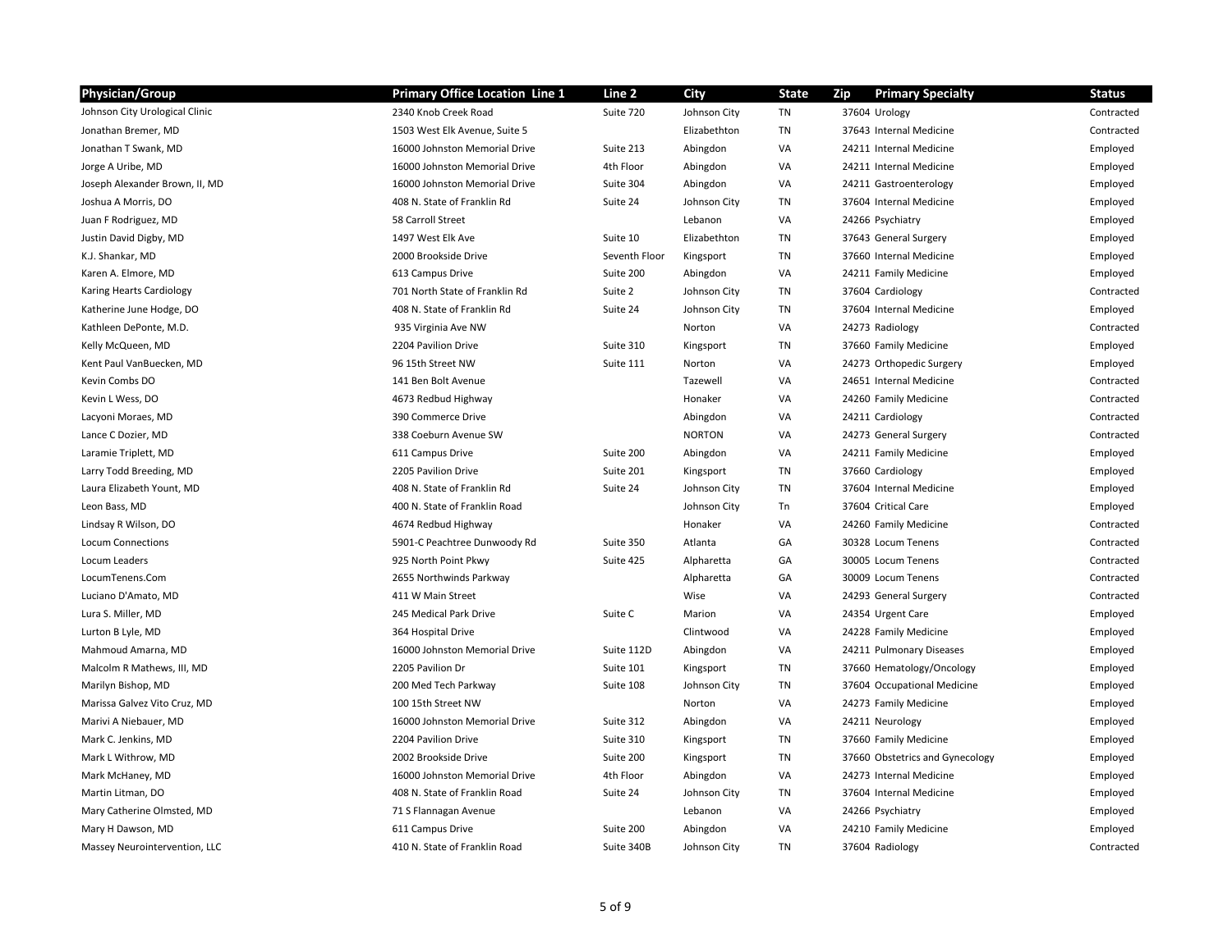| Physician/Group | Primary Office Location Line 1 | Line 2 | City | State | Zip | Primary Specialty | Status |
|---|---|---|---|---|---|---|---|
| Johnson City Urological Clinic | 2340 Knob Creek Road | Suite 720 | Johnson City | TN | 37604 | Urology | Contracted |
| Jonathan Bremer, MD | 1503 West Elk Avenue, Suite 5 | | Elizabethton | TN | 37643 | Internal Medicine | Contracted |
| Jonathan T Swank, MD | 16000 Johnston Memorial Drive | Suite 213 | Abingdon | VA | 24211 | Internal Medicine | Employed |
| Jorge A Uribe, MD | 16000 Johnston Memorial Drive | 4th Floor | Abingdon | VA | 24211 | Internal Medicine | Employed |
| Joseph Alexander Brown, II, MD | 16000 Johnston Memorial Drive | Suite 304 | Abingdon | VA | 24211 | Gastroenterology | Employed |
| Joshua A Morris, DO | 408 N. State of Franklin Rd | Suite 24 | Johnson City | TN | 37604 | Internal Medicine | Employed |
| Juan F Rodriguez, MD | 58 Carroll Street | | Lebanon | VA | 24266 | Psychiatry | Employed |
| Justin David Digby, MD | 1497 West Elk Ave | Suite 10 | Elizabethton | TN | 37643 | General Surgery | Employed |
| K.J. Shankar, MD | 2000 Brookside Drive | Seventh Floor | Kingsport | TN | 37660 | Internal Medicine | Employed |
| Karen A. Elmore, MD | 613 Campus Drive | Suite 200 | Abingdon | VA | 24211 | Family Medicine | Employed |
| Karing Hearts Cardiology | 701 North State of Franklin Rd | Suite 2 | Johnson City | TN | 37604 | Cardiology | Contracted |
| Katherine June Hodge, DO | 408 N. State of Franklin Rd | Suite 24 | Johnson City | TN | 37604 | Internal Medicine | Employed |
| Kathleen DePonte, M.D. | 935 Virginia Ave NW | | Norton | VA | 24273 | Radiology | Contracted |
| Kelly McQueen, MD | 2204 Pavilion Drive | Suite 310 | Kingsport | TN | 37660 | Family Medicine | Employed |
| Kent Paul VanBuecken, MD | 96 15th Street NW | Suite 111 | Norton | VA | 24273 | Orthopedic Surgery | Employed |
| Kevin Combs DO | 141 Ben Bolt Avenue | | Tazewell | VA | 24651 | Internal Medicine | Contracted |
| Kevin L Wess, DO | 4673 Redbud Highway | | Honaker | VA | 24260 | Family Medicine | Contracted |
| Lacyoni Moraes, MD | 390 Commerce Drive | | Abingdon | VA | 24211 | Cardiology | Contracted |
| Lance C Dozier, MD | 338 Coeburn Avenue SW | | NORTON | VA | 24273 | General Surgery | Contracted |
| Laramie Triplett, MD | 611 Campus Drive | Suite 200 | Abingdon | VA | 24211 | Family Medicine | Employed |
| Larry Todd Breeding, MD | 2205 Pavilion Drive | Suite 201 | Kingsport | TN | 37660 | Cardiology | Employed |
| Laura Elizabeth Yount, MD | 408 N. State of Franklin Rd | Suite 24 | Johnson City | TN | 37604 | Internal Medicine | Employed |
| Leon Bass, MD | 400 N. State of Franklin Road | | Johnson City | Tn | 37604 | Critical Care | Employed |
| Lindsay R Wilson, DO | 4674 Redbud Highway | | Honaker | VA | 24260 | Family Medicine | Contracted |
| Locum Connections | 5901-C Peachtree Dunwoody Rd | Suite 350 | Atlanta | GA | 30328 | Locum Tenens | Contracted |
| Locum Leaders | 925 North Point Pkwy | Suite 425 | Alpharetta | GA | 30005 | Locum Tenens | Contracted |
| LocumTenens.Com | 2655 Northwinds Parkway | | Alpharetta | GA | 30009 | Locum Tenens | Contracted |
| Luciano D'Amato, MD | 411 W Main Street | | Wise | VA | 24293 | General Surgery | Contracted |
| Lura S. Miller, MD | 245 Medical Park Drive | Suite C | Marion | VA | 24354 | Urgent Care | Employed |
| Lurton B Lyle, MD | 364 Hospital Drive | | Clintwood | VA | 24228 | Family Medicine | Employed |
| Mahmoud Amarna, MD | 16000 Johnston Memorial Drive | Suite 112D | Abingdon | VA | 24211 | Pulmonary Diseases | Employed |
| Malcolm R Mathews, III, MD | 2205 Pavilion Dr | Suite 101 | Kingsport | TN | 37660 | Hematology/Oncology | Employed |
| Marilyn Bishop, MD | 200 Med Tech Parkway | Suite 108 | Johnson City | TN | 37604 | Occupational Medicine | Employed |
| Marissa Galvez Vito Cruz, MD | 100 15th Street NW | | Norton | VA | 24273 | Family Medicine | Employed |
| Marivi A Niebauer, MD | 16000 Johnston Memorial Drive | Suite 312 | Abingdon | VA | 24211 | Neurology | Employed |
| Mark C. Jenkins, MD | 2204 Pavilion Drive | Suite 310 | Kingsport | TN | 37660 | Family Medicine | Employed |
| Mark L Withrow, MD | 2002 Brookside Drive | Suite 200 | Kingsport | TN | 37660 | Obstetrics and Gynecology | Employed |
| Mark McHaney, MD | 16000 Johnston Memorial Drive | 4th Floor | Abingdon | VA | 24273 | Internal Medicine | Employed |
| Martin Litman, DO | 408 N. State of Franklin Road | Suite 24 | Johnson City | TN | 37604 | Internal Medicine | Employed |
| Mary Catherine Olmsted, MD | 71 S Flannagan Avenue | | Lebanon | VA | 24266 | Psychiatry | Employed |
| Mary H Dawson, MD | 611 Campus Drive | Suite 200 | Abingdon | VA | 24210 | Family Medicine | Employed |
| Massey Neurointervention, LLC | 410 N. State of Franklin Road | Suite 340B | Johnson City | TN | 37604 | Radiology | Contracted |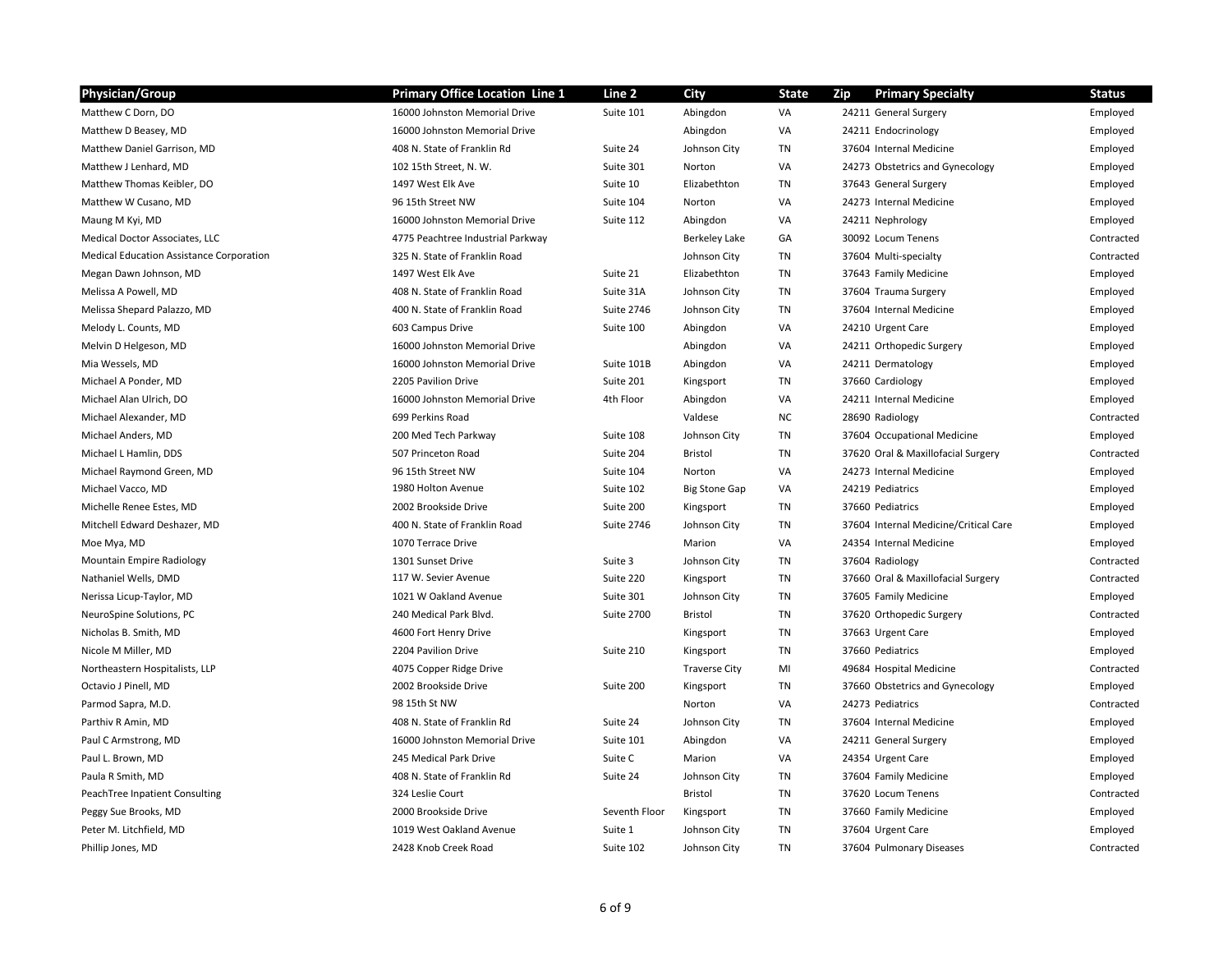| Physician/Group | Primary Office Location Line 1 | Line 2 | City | State | Zip | Primary Specialty | Status |
|---|---|---|---|---|---|---|---|
| Matthew C Dorn, DO | 16000 Johnston Memorial Drive | Suite 101 | Abingdon | VA | 24211 | General Surgery | Employed |
| Matthew D Beasey, MD | 16000 Johnston Memorial Drive | | Abingdon | VA | 24211 | Endocrinology | Employed |
| Matthew Daniel Garrison, MD | 408 N. State of Franklin Rd | Suite 24 | Johnson City | TN | 37604 | Internal Medicine | Employed |
| Matthew J Lenhard, MD | 102 15th Street, N. W. | Suite 301 | Norton | VA | 24273 | Obstetrics and Gynecology | Employed |
| Matthew Thomas Keibler, DO | 1497 West Elk Ave | Suite 10 | Elizabethton | TN | 37643 | General Surgery | Employed |
| Matthew W Cusano, MD | 96 15th Street NW | Suite 104 | Norton | VA | 24273 | Internal Medicine | Employed |
| Maung M Kyi, MD | 16000 Johnston Memorial Drive | Suite 112 | Abingdon | VA | 24211 | Nephrology | Employed |
| Medical Doctor Associates, LLC | 4775 Peachtree Industrial Parkway | | Berkeley Lake | GA | 30092 | Locum Tenens | Contracted |
| Medical Education Assistance Corporation | 325 N. State of Franklin Road | | Johnson City | TN | 37604 | Multi-specialty | Contracted |
| Megan Dawn Johnson, MD | 1497 West Elk Ave | Suite 21 | Elizabethton | TN | 37643 | Family Medicine | Employed |
| Melissa A Powell, MD | 408 N. State of Franklin Road | Suite 31A | Johnson City | TN | 37604 | Trauma Surgery | Employed |
| Melissa Shepard Palazzo, MD | 400 N. State of Franklin Road | Suite 2746 | Johnson City | TN | 37604 | Internal Medicine | Employed |
| Melody L. Counts, MD | 603 Campus Drive | Suite 100 | Abingdon | VA | 24210 | Urgent Care | Employed |
| Melvin D Helgeson, MD | 16000 Johnston Memorial Drive | | Abingdon | VA | 24211 | Orthopedic Surgery | Employed |
| Mia Wessels, MD | 16000 Johnston Memorial Drive | Suite 101B | Abingdon | VA | 24211 | Dermatology | Employed |
| Michael A Ponder, MD | 2205 Pavilion Drive | Suite 201 | Kingsport | TN | 37660 | Cardiology | Employed |
| Michael Alan Ulrich, DO | 16000 Johnston Memorial Drive | 4th Floor | Abingdon | VA | 24211 | Internal Medicine | Employed |
| Michael Alexander, MD | 699 Perkins Road | | Valdese | NC | 28690 | Radiology | Contracted |
| Michael Anders, MD | 200 Med Tech Parkway | Suite 108 | Johnson City | TN | 37604 | Occupational Medicine | Employed |
| Michael L Hamlin, DDS | 507 Princeton Road | Suite 204 | Bristol | TN | 37620 | Oral & Maxillofacial Surgery | Contracted |
| Michael Raymond Green, MD | 96 15th Street NW | Suite 104 | Norton | VA | 24273 | Internal Medicine | Employed |
| Michael Vacco, MD | 1980 Holton Avenue | Suite 102 | Big Stone Gap | VA | 24219 | Pediatrics | Employed |
| Michelle Renee Estes, MD | 2002 Brookside Drive | Suite 200 | Kingsport | TN | 37660 | Pediatrics | Employed |
| Mitchell Edward Deshazer, MD | 400 N. State of Franklin Road | Suite 2746 | Johnson City | TN | 37604 | Internal Medicine/Critical Care | Employed |
| Moe Mya, MD | 1070 Terrace Drive | | Marion | VA | 24354 | Internal Medicine | Employed |
| Mountain Empire Radiology | 1301 Sunset Drive | Suite 3 | Johnson City | TN | 37604 | Radiology | Contracted |
| Nathaniel Wells, DMD | 117 W. Sevier Avenue | Suite 220 | Kingsport | TN | 37660 | Oral & Maxillofacial Surgery | Contracted |
| Nerissa Licup-Taylor, MD | 1021 W Oakland Avenue | Suite 301 | Johnson City | TN | 37605 | Family Medicine | Employed |
| NeuroSpine Solutions, PC | 240 Medical Park Blvd. | Suite 2700 | Bristol | TN | 37620 | Orthopedic Surgery | Contracted |
| Nicholas B. Smith, MD | 4600 Fort Henry Drive | | Kingsport | TN | 37663 | Urgent Care | Employed |
| Nicole M Miller, MD | 2204 Pavilion Drive | Suite 210 | Kingsport | TN | 37660 | Pediatrics | Employed |
| Northeastern Hospitalists, LLP | 4075 Copper Ridge Drive | | Traverse City | MI | 49684 | Hospital Medicine | Contracted |
| Octavio J Pinell, MD | 2002 Brookside Drive | Suite 200 | Kingsport | TN | 37660 | Obstetrics and Gynecology | Employed |
| Parmod Sapra, M.D. | 98 15th St NW | | Norton | VA | 24273 | Pediatrics | Contracted |
| Parthiv R Amin, MD | 408 N. State of Franklin Rd | Suite 24 | Johnson City | TN | 37604 | Internal Medicine | Employed |
| Paul C Armstrong, MD | 16000 Johnston Memorial Drive | Suite 101 | Abingdon | VA | 24211 | General Surgery | Employed |
| Paul L. Brown, MD | 245 Medical Park Drive | Suite C | Marion | VA | 24354 | Urgent Care | Employed |
| Paula R Smith, MD | 408 N. State of Franklin Rd | Suite 24 | Johnson City | TN | 37604 | Family Medicine | Employed |
| PeachTree Inpatient Consulting | 324 Leslie Court | | Bristol | TN | 37620 | Locum Tenens | Contracted |
| Peggy Sue Brooks, MD | 2000 Brookside Drive | Seventh Floor | Kingsport | TN | 37660 | Family Medicine | Employed |
| Peter M. Litchfield, MD | 1019 West Oakland Avenue | Suite 1 | Johnson City | TN | 37604 | Urgent Care | Employed |
| Phillip Jones, MD | 2428 Knob Creek Road | Suite 102 | Johnson City | TN | 37604 | Pulmonary Diseases | Contracted |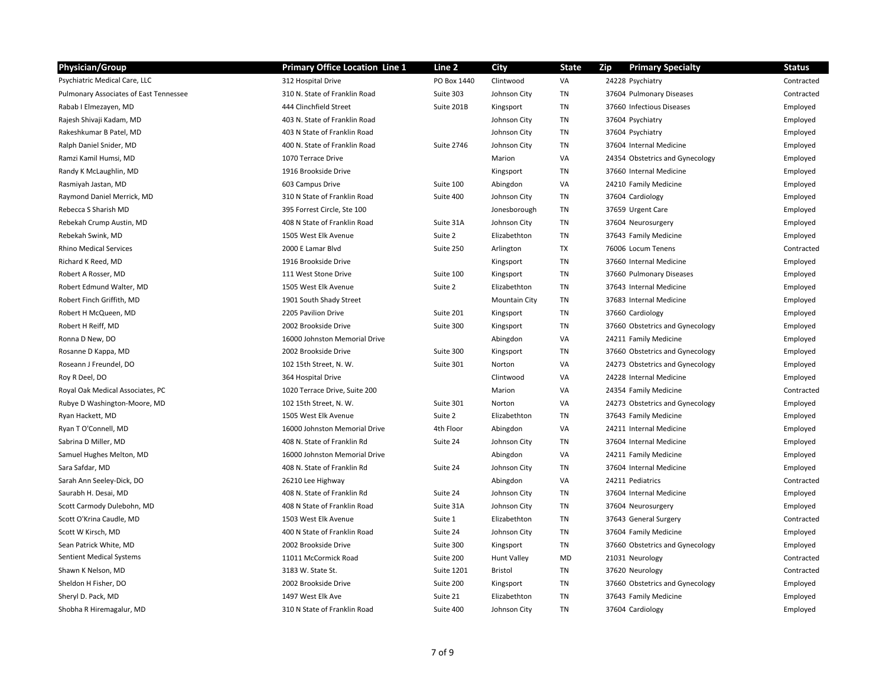| Physician/Group | Primary Office Location Line 1 | Line 2 | City | State | Zip | Primary Specialty | Status |
|---|---|---|---|---|---|---|---|
| Psychiatric Medical Care, LLC | 312 Hospital Drive | PO Box 1440 | Clintwood | VA | 24228 | Psychiatry | Contracted |
| Pulmonary Associates of East Tennessee | 310 N. State of Franklin Road | Suite 303 | Johnson City | TN | 37604 | Pulmonary Diseases | Contracted |
| Rabab I Elmezayen, MD | 444 Clinchfield Street | Suite 201B | Kingsport | TN | 37660 | Infectious Diseases | Employed |
| Rajesh Shivaji Kadam, MD | 403 N. State of Franklin Road | | Johnson City | TN | 37604 | Psychiatry | Employed |
| Rakeshkumar B Patel, MD | 403 N State of Franklin Road | | Johnson City | TN | 37604 | Psychiatry | Employed |
| Ralph Daniel Snider, MD | 400 N. State of Franklin Road | Suite 2746 | Johnson City | TN | 37604 | Internal Medicine | Employed |
| Ramzi Kamil Humsi, MD | 1070 Terrace Drive | | Marion | VA | 24354 | Obstetrics and Gynecology | Employed |
| Randy K McLaughlin, MD | 1916 Brookside Drive | | Kingsport | TN | 37660 | Internal Medicine | Employed |
| Rasmiyah Jastan, MD | 603 Campus Drive | Suite 100 | Abingdon | VA | 24210 | Family Medicine | Employed |
| Raymond Daniel Merrick, MD | 310 N State of Franklin Road | Suite 400 | Johnson City | TN | 37604 | Cardiology | Employed |
| Rebecca S Sharish MD | 395 Forrest Circle, Ste 100 | | Jonesborough | TN | 37659 | Urgent Care | Employed |
| Rebekah Crump Austin, MD | 408 N State of Franklin Road | Suite 31A | Johnson City | TN | 37604 | Neurosurgery | Employed |
| Rebekah Swink, MD | 1505 West Elk Avenue | Suite 2 | Elizabethton | TN | 37643 | Family Medicine | Employed |
| Rhino Medical Services | 2000 E Lamar Blvd | Suite 250 | Arlington | TX | 76006 | Locum Tenens | Contracted |
| Richard K Reed, MD | 1916 Brookside Drive | | Kingsport | TN | 37660 | Internal Medicine | Employed |
| Robert A Rosser, MD | 111 West Stone Drive | Suite 100 | Kingsport | TN | 37660 | Pulmonary Diseases | Employed |
| Robert Edmund Walter, MD | 1505 West Elk Avenue | Suite 2 | Elizabethton | TN | 37643 | Internal Medicine | Employed |
| Robert Finch Griffith, MD | 1901 South Shady Street | | Mountain City | TN | 37683 | Internal Medicine | Employed |
| Robert H McQueen, MD | 2205 Pavilion Drive | Suite 201 | Kingsport | TN | 37660 | Cardiology | Employed |
| Robert H Reiff, MD | 2002 Brookside Drive | Suite 300 | Kingsport | TN | 37660 | Obstetrics and Gynecology | Employed |
| Ronna D New, DO | 16000 Johnston Memorial Drive | | Abingdon | VA | 24211 | Family Medicine | Employed |
| Rosanne D Kappa, MD | 2002 Brookside Drive | Suite 300 | Kingsport | TN | 37660 | Obstetrics and Gynecology | Employed |
| Roseann J Freundel, DO | 102 15th Street, N. W. | Suite 301 | Norton | VA | 24273 | Obstetrics and Gynecology | Employed |
| Roy R Deel, DO | 364 Hospital Drive | | Clintwood | VA | 24228 | Internal Medicine | Employed |
| Royal Oak Medical Associates, PC | 1020 Terrace Drive, Suite 200 | | Marion | VA | 24354 | Family Medicine | Contracted |
| Rubye D Washington-Moore, MD | 102 15th Street, N. W. | Suite 301 | Norton | VA | 24273 | Obstetrics and Gynecology | Employed |
| Ryan Hackett, MD | 1505 West Elk Avenue | Suite 2 | Elizabethton | TN | 37643 | Family Medicine | Employed |
| Ryan T O'Connell, MD | 16000 Johnston Memorial Drive | 4th Floor | Abingdon | VA | 24211 | Internal Medicine | Employed |
| Sabrina D Miller, MD | 408 N. State of Franklin Rd | Suite 24 | Johnson City | TN | 37604 | Internal Medicine | Employed |
| Samuel Hughes Melton, MD | 16000 Johnston Memorial Drive | | Abingdon | VA | 24211 | Family Medicine | Employed |
| Sara Safdar, MD | 408 N. State of Franklin Rd | Suite 24 | Johnson City | TN | 37604 | Internal Medicine | Employed |
| Sarah Ann Seeley-Dick, DO | 26210 Lee Highway | | Abingdon | VA | 24211 | Pediatrics | Contracted |
| Saurabh H. Desai, MD | 408 N. State of Franklin Rd | Suite 24 | Johnson City | TN | 37604 | Internal Medicine | Employed |
| Scott Carmody Dulebohn, MD | 408 N State of Franklin Road | Suite 31A | Johnson City | TN | 37604 | Neurosurgery | Employed |
| Scott O'Krina Caudle, MD | 1503 West Elk Avenue | Suite 1 | Elizabethton | TN | 37643 | General Surgery | Contracted |
| Scott W Kirsch, MD | 400 N State of Franklin Road | Suite 24 | Johnson City | TN | 37604 | Family Medicine | Employed |
| Sean Patrick White, MD | 2002 Brookside Drive | Suite 300 | Kingsport | TN | 37660 | Obstetrics and Gynecology | Employed |
| Sentient Medical Systems | 11011 McCormick Road | Suite 200 | Hunt Valley | MD | 21031 | Neurology | Contracted |
| Shawn K Nelson, MD | 3183 W. State St. | Suite 1201 | Bristol | TN | 37620 | Neurology | Contracted |
| Sheldon H Fisher, DO | 2002 Brookside Drive | Suite 200 | Kingsport | TN | 37660 | Obstetrics and Gynecology | Employed |
| Sheryl D. Pack, MD | 1497 West Elk Ave | Suite 21 | Elizabethton | TN | 37643 | Family Medicine | Employed |
| Shobha R Hiremagalur, MD | 310 N State of Franklin Road | Suite 400 | Johnson City | TN | 37604 | Cardiology | Employed |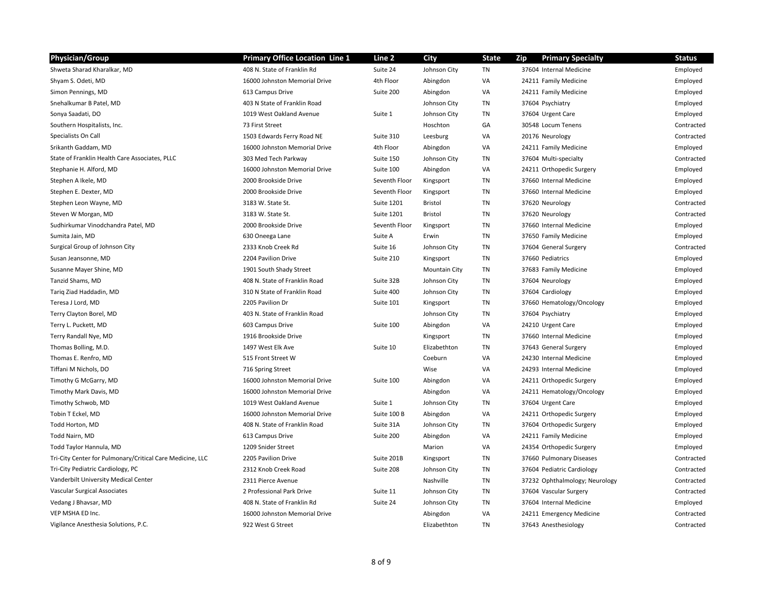| Physician/Group | Primary Office Location Line 1 | Line 2 | City | State | Zip | Primary Specialty | Status |
|---|---|---|---|---|---|---|---|
| Shweta Sharad Kharalkar, MD | 408 N. State of Franklin Rd | Suite 24 | Johnson City | TN | 37604 | Internal Medicine | Employed |
| Shyam S. Odeti, MD | 16000 Johnston Memorial Drive | 4th Floor | Abingdon | VA | 24211 | Family Medicine | Employed |
| Simon Pennings, MD | 613 Campus Drive | Suite 200 | Abingdon | VA | 24211 | Family Medicine | Employed |
| Snehalkumar B Patel, MD | 403 N State of Franklin Road | | Johnson City | TN | 37604 | Psychiatry | Employed |
| Sonya Saadati, DO | 1019 West Oakland Avenue | Suite 1 | Johnson City | TN | 37604 | Urgent Care | Employed |
| Southern Hospitalists, Inc. | 73 First Street | | Hoschton | GA | 30548 | Locum Tenens | Contracted |
| Specialists On Call | 1503 Edwards Ferry Road NE | Suite 310 | Leesburg | VA | 20176 | Neurology | Contracted |
| Srikanth Gaddam, MD | 16000 Johnston Memorial Drive | 4th Floor | Abingdon | VA | 24211 | Family Medicine | Employed |
| State of Franklin Health Care Associates, PLLC | 303 Med Tech Parkway | Suite 150 | Johnson City | TN | 37604 | Multi-specialty | Contracted |
| Stephanie H. Alford, MD | 16000 Johnston Memorial Drive | Suite 100 | Abingdon | VA | 24211 | Orthopedic Surgery | Employed |
| Stephen A Ikele, MD | 2000 Brookside Drive | Seventh Floor | Kingsport | TN | 37660 | Internal Medicine | Employed |
| Stephen E. Dexter, MD | 2000 Brookside Drive | Seventh Floor | Kingsport | TN | 37660 | Internal Medicine | Employed |
| Stephen Leon Wayne, MD | 3183 W. State St. | Suite 1201 | Bristol | TN | 37620 | Neurology | Contracted |
| Steven W Morgan, MD | 3183 W. State St. | Suite 1201 | Bristol | TN | 37620 | Neurology | Contracted |
| Sudhirkumar Vinodchandra Patel, MD | 2000 Brookside Drive | Seventh Floor | Kingsport | TN | 37660 | Internal Medicine | Employed |
| Sumita Jain, MD | 630 Oneega Lane | Suite A | Erwin | TN | 37650 | Family Medicine | Employed |
| Surgical Group of Johnson City | 2333 Knob Creek Rd | Suite 16 | Johnson City | TN | 37604 | General Surgery | Contracted |
| Susan Jeansonne, MD | 2204 Pavilion Drive | Suite 210 | Kingsport | TN | 37660 | Pediatrics | Employed |
| Susanne Mayer Shine, MD | 1901 South Shady Street | | Mountain City | TN | 37683 | Family Medicine | Employed |
| Tanzid Shams, MD | 408 N. State of Franklin Road | Suite 32B | Johnson City | TN | 37604 | Neurology | Employed |
| Tariq Ziad Haddadin, MD | 310 N State of Franklin Road | Suite 400 | Johnson City | TN | 37604 | Cardiology | Employed |
| Teresa J Lord, MD | 2205 Pavilion Dr | Suite 101 | Kingsport | TN | 37660 | Hematology/Oncology | Employed |
| Terry Clayton Borel, MD | 403 N. State of Franklin Road | | Johnson City | TN | 37604 | Psychiatry | Employed |
| Terry L. Puckett, MD | 603 Campus Drive | Suite 100 | Abingdon | VA | 24210 | Urgent Care | Employed |
| Terry Randall Nye, MD | 1916 Brookside Drive | | Kingsport | TN | 37660 | Internal Medicine | Employed |
| Thomas Bolling, M.D. | 1497 West Elk Ave | Suite 10 | Elizabethton | TN | 37643 | General Surgery | Employed |
| Thomas E. Renfro, MD | 515 Front Street W | | Coeburn | VA | 24230 | Internal Medicine | Employed |
| Tiffani M Nichols, DO | 716 Spring Street | | Wise | VA | 24293 | Internal Medicine | Employed |
| Timothy G McGarry, MD | 16000 Johnston Memorial Drive | Suite 100 | Abingdon | VA | 24211 | Orthopedic Surgery | Employed |
| Timothy Mark Davis, MD | 16000 Johnston Memorial Drive | | Abingdon | VA | 24211 | Hematology/Oncology | Employed |
| Timothy Schwob, MD | 1019 West Oakland Avenue | Suite 1 | Johnson City | TN | 37604 | Urgent Care | Employed |
| Tobin T Eckel, MD | 16000 Johnston Memorial Drive | Suite 100 B | Abingdon | VA | 24211 | Orthopedic Surgery | Employed |
| Todd Horton, MD | 408 N. State of Franklin Road | Suite 31A | Johnson City | TN | 37604 | Orthopedic Surgery | Employed |
| Todd Nairn, MD | 613 Campus Drive | Suite 200 | Abingdon | VA | 24211 | Family Medicine | Employed |
| Todd Taylor Hannula, MD | 1209 Snider Street | | Marion | VA | 24354 | Orthopedic Surgery | Employed |
| Tri-City Center for Pulmonary/Critical Care Medicine, LLC | 2205 Pavilion Drive | Suite 201B | Kingsport | TN | 37660 | Pulmonary Diseases | Contracted |
| Tri-City Pediatric Cardiology, PC | 2312 Knob Creek Road | Suite 208 | Johnson City | TN | 37604 | Pediatric Cardiology | Contracted |
| Vanderbilt University Medical Center | 2311 Pierce Avenue | | Nashville | TN | 37232 | Ophthalmology; Neurology | Contracted |
| Vascular Surgical Associates | 2 Professional Park Drive | Suite 11 | Johnson City | TN | 37604 | Vascular Surgery | Contracted |
| Vedang J Bhavsar, MD | 408 N. State of Franklin Rd | Suite 24 | Johnson City | TN | 37604 | Internal Medicine | Employed |
| VEP MSHA ED Inc. | 16000 Johnston Memorial Drive | | Abingdon | VA | 24211 | Emergency Medicine | Contracted |
| Vigilance Anesthesia Solutions, P.C. | 922 West G Street | | Elizabethton | TN | 37643 | Anesthesiology | Contracted |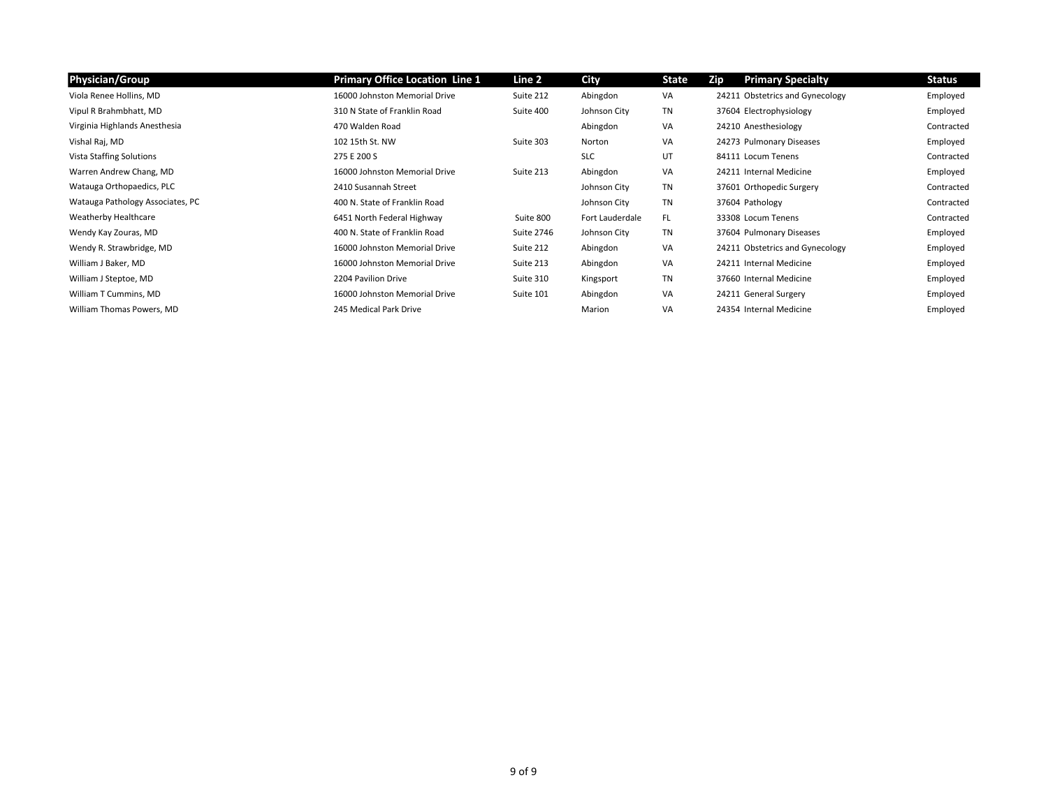| Physician/Group | Primary Office Location Line 1 | Line 2 | City | State | Zip | Primary Specialty | Status |
|---|---|---|---|---|---|---|---|
| Viola Renee Hollins, MD | 16000 Johnston Memorial Drive | Suite 212 | Abingdon | VA | 24211 | Obstetrics and Gynecology | Employed |
| Vipul R Brahmbhatt, MD | 310 N State of Franklin Road | Suite 400 | Johnson City | TN | 37604 | Electrophysiology | Employed |
| Virginia Highlands Anesthesia | 470 Walden Road | | Abingdon | VA | 24210 | Anesthesiology | Contracted |
| Vishal Raj, MD | 102 15th St. NW | Suite 303 | Norton | VA | 24273 | Pulmonary Diseases | Employed |
| Vista Staffing Solutions | 275 E 200 S | | SLC | UT | 84111 | Locum Tenens | Contracted |
| Warren Andrew Chang, MD | 16000 Johnston Memorial Drive | Suite 213 | Abingdon | VA | 24211 | Internal Medicine | Employed |
| Watauga Orthopaedics, PLC | 2410 Susannah Street | | Johnson City | TN | 37601 | Orthopedic Surgery | Contracted |
| Watauga Pathology Associates, PC | 400 N. State of Franklin Road | | Johnson City | TN | 37604 | Pathology | Contracted |
| Weatherby Healthcare | 6451 North Federal Highway | Suite 800 | Fort Lauderdale | FL | 33308 | Locum Tenens | Contracted |
| Wendy Kay Zouras, MD | 400 N. State of Franklin Road | Suite 2746 | Johnson City | TN | 37604 | Pulmonary Diseases | Employed |
| Wendy R. Strawbridge, MD | 16000 Johnston Memorial Drive | Suite 212 | Abingdon | VA | 24211 | Obstetrics and Gynecology | Employed |
| William J Baker, MD | 16000 Johnston Memorial Drive | Suite 213 | Abingdon | VA | 24211 | Internal Medicine | Employed |
| William J Steptoe, MD | 2204 Pavilion Drive | Suite 310 | Kingsport | TN | 37660 | Internal Medicine | Employed |
| William T Cummins, MD | 16000 Johnston Memorial Drive | Suite 101 | Abingdon | VA | 24211 | General Surgery | Employed |
| William Thomas Powers, MD | 245 Medical Park Drive | | Marion | VA | 24354 | Internal Medicine | Employed |